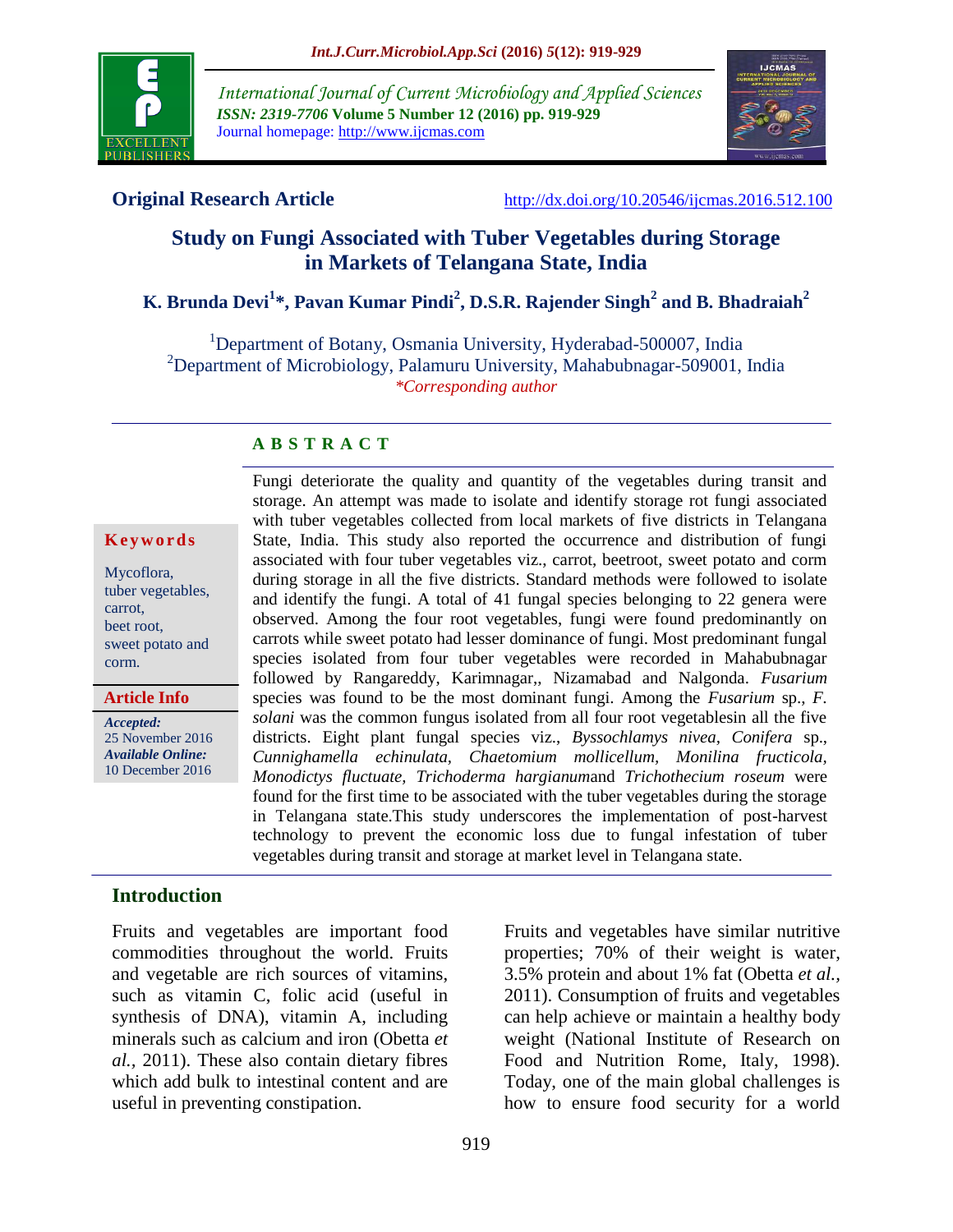International Journal of Current Microbiology and Applied Sciences
*ISSN: 2319-7706* **Volume 5 Number 12 (2016) pp. 919-929**
Journal homepage: http://www.ijcmas.com

**Original Research Article** http://dx.doi.org/10.20546/ijcmas.2016.512.100

# Study on Fungi Associated with Tuber Vegetables during Storage in Markets of Telangana State, India

**K. Brunda Devi[1]*, Pavan Kumar Pindi[2], D.S.R. Rajender Singh[2] and B. Bhadraiah[2]**

[1]Department of Botany, Osmania University, Hyderabad-500007, India
[2]Department of Microbiology, Palamuru University, Mahabubnagar-509001, India
*\*Corresponding author*

## A B S T R A C T

**Keywords**

Mycoflora, tuber vegetables, carrot, beet root, sweet potato and corm.

**Article Info**

*Accepted:* 25 November 2016
*Available Online:* 10 December 2016

Fungi deteriorate the quality and quantity of the vegetables during transit and storage. An attempt was made to isolate and identify storage rot fungi associated with tuber vegetables collected from local markets of five districts in Telangana State, India. This study also reported the occurrence and distribution of fungi associated with four tuber vegetables viz., carrot, beetroot, sweet potato and corm during storage in all the five districts. Standard methods were followed to isolate and identify the fungi. A total of 41 fungal species belonging to 22 genera were observed. Among the four root vegetables, fungi were found predominantly on carrots while sweet potato had lesser dominance of fungi. Most predominant fungal species isolated from four tuber vegetables were recorded in Mahabubnagar followed by Rangareddy, Karimnagar,, Nizamabad and Nalgonda. *Fusarium* species was found to be the most dominant fungi. Among the *Fusarium* sp., *F. solani* was the common fungus isolated from all four root vegetablesin all the five districts. Eight plant fungal species viz., *Byssochlamys nivea, Conifera* sp., *Cunnighamella echinulata, Chaetomium mollicellum, Monilina fructicola, Monodictys fluctuate, Trichoderma hargianum*and *Trichothecium roseum* were found for the first time to be associated with the tuber vegetables during the storage in Telangana state.This study underscores the implementation of post-harvest technology to prevent the economic loss due to fungal infestation of tuber vegetables during transit and storage at market level in Telangana state.

## Introduction

Fruits and vegetables are important food commodities throughout the world. Fruits and vegetable are rich sources of vitamins, such as vitamin C, folic acid (useful in synthesis of DNA), vitamin A, including minerals such as calcium and iron (Obetta *et al.*, 2011). These also contain dietary fibres which add bulk to intestinal content and are useful in preventing constipation.

Fruits and vegetables have similar nutritive properties; 70% of their weight is water, 3.5% protein and about 1% fat (Obetta *et al.*, 2011). Consumption of fruits and vegetables can help achieve or maintain a healthy body weight (National Institute of Research on Food and Nutrition Rome, Italy, 1998). Today, one of the main global challenges is how to ensure food security for a world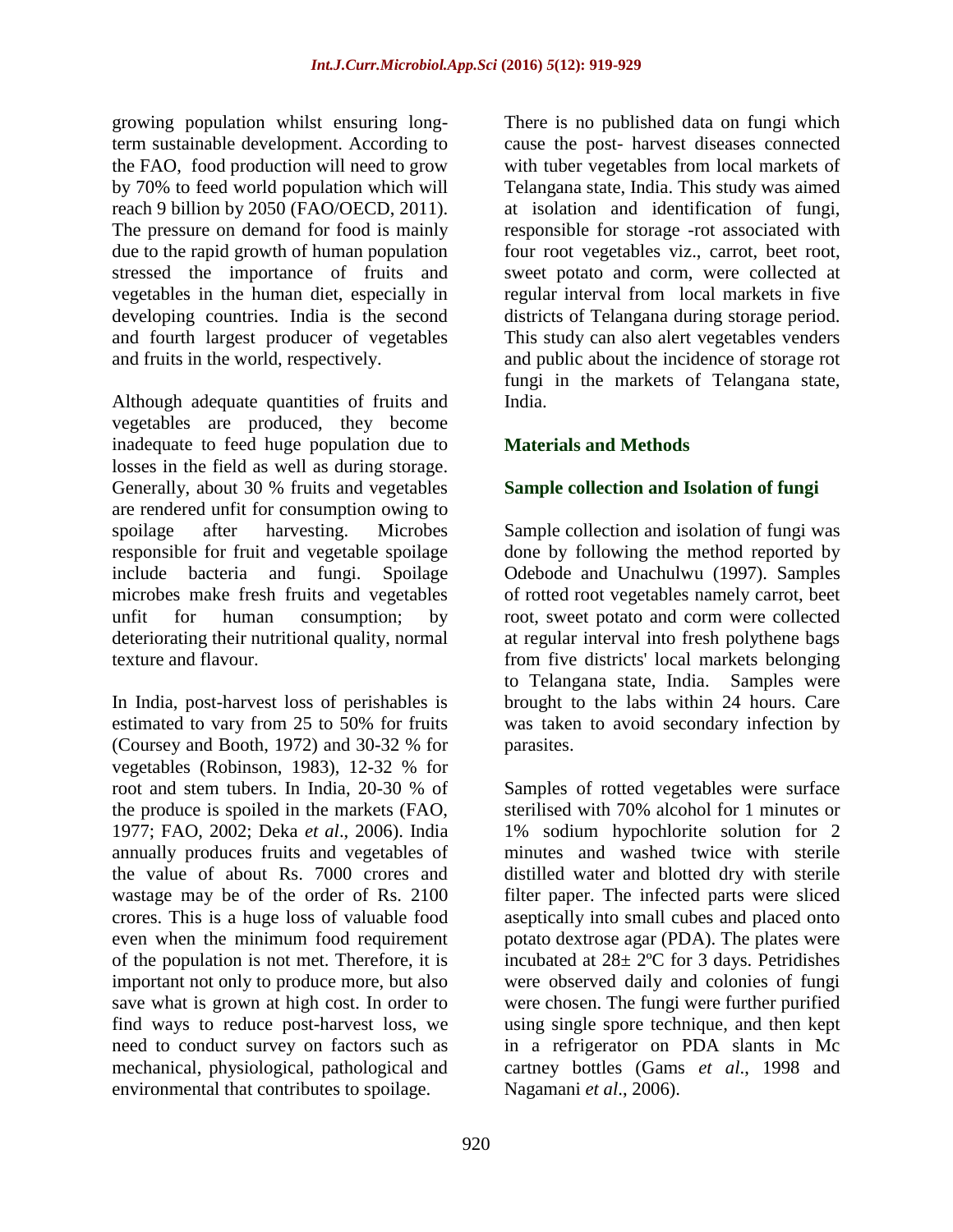growing population whilst ensuring long-term sustainable development. According to the FAO, food production will need to grow by 70% to feed world population which will reach 9 billion by 2050 (FAO/OECD, 2011). The pressure on demand for food is mainly due to the rapid growth of human population stressed the importance of fruits and vegetables in the human diet, especially in developing countries. India is the second and fourth largest producer of vegetables and fruits in the world, respectively.

Although adequate quantities of fruits and vegetables are produced, they become inadequate to feed huge population due to losses in the field as well as during storage. Generally, about 30 % fruits and vegetables are rendered unfit for consumption owing to spoilage after harvesting. Microbes responsible for fruit and vegetable spoilage include bacteria and fungi. Spoilage microbes make fresh fruits and vegetables unfit for human consumption; by deteriorating their nutritional quality, normal texture and flavour.

In India, post-harvest loss of perishables is estimated to vary from 25 to 50% for fruits (Coursey and Booth, 1972) and 30-32 % for vegetables (Robinson, 1983), 12-32 % for root and stem tubers. In India, 20-30 % of the produce is spoiled in the markets (FAO, 1977; FAO, 2002; Deka *et al*., 2006). India annually produces fruits and vegetables of the value of about Rs. 7000 crores and wastage may be of the order of Rs. 2100 crores. This is a huge loss of valuable food even when the minimum food requirement of the population is not met. Therefore, it is important not only to produce more, but also save what is grown at high cost. In order to find ways to reduce post-harvest loss, we need to conduct survey on factors such as mechanical, physiological, pathological and environmental that contributes to spoilage.

There is no published data on fungi which cause the post- harvest diseases connected with tuber vegetables from local markets of Telangana state, India. This study was aimed at isolation and identification of fungi, responsible for storage -rot associated with four root vegetables viz., carrot, beet root, sweet potato and corm, were collected at regular interval from local markets in five districts of Telangana during storage period. This study can also alert vegetables venders and public about the incidence of storage rot fungi in the markets of Telangana state, India.

## Materials and Methods

### Sample collection and Isolation of fungi

Sample collection and isolation of fungi was done by following the method reported by Odebode and Unachulwu (1997). Samples of rotted root vegetables namely carrot, beet root, sweet potato and corm were collected at regular interval into fresh polythene bags from five districts' local markets belonging to Telangana state, India. Samples were brought to the labs within 24 hours. Care was taken to avoid secondary infection by parasites.

Samples of rotted vegetables were surface sterilised with 70% alcohol for 1 minutes or 1% sodium hypochlorite solution for 2 minutes and washed twice with sterile distilled water and blotted dry with sterile filter paper. The infected parts were sliced aseptically into small cubes and placed onto potato dextrose agar (PDA). The plates were incubated at 28± 2ºC for 3 days. Petridishes were observed daily and colonies of fungi were chosen. The fungi were further purified using single spore technique, and then kept in a refrigerator on PDA slants in Mc cartney bottles (Gams *et al*., 1998 and Nagamani *et al*., 2006).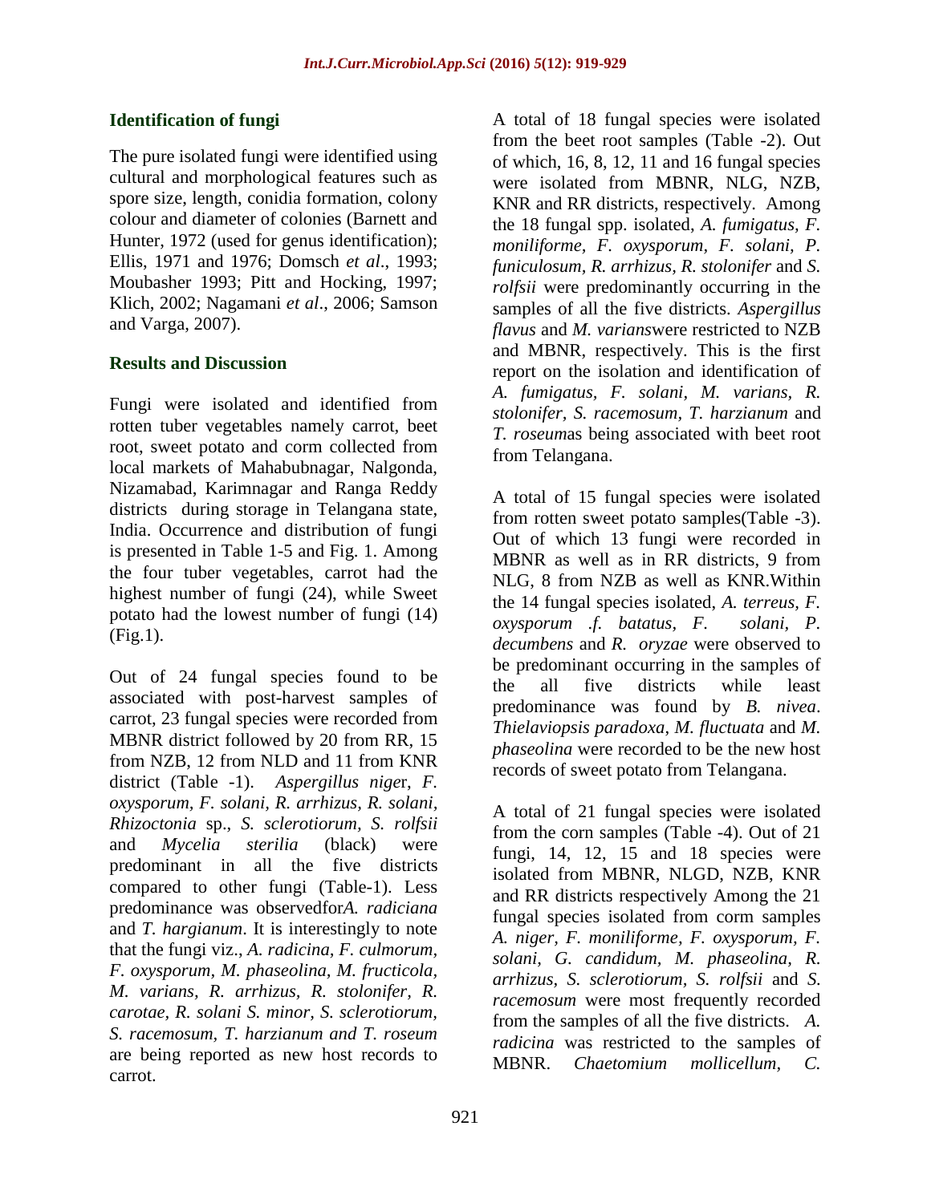### Identification of fungi

The pure isolated fungi were identified using cultural and morphological features such as spore size, length, conidia formation, colony colour and diameter of colonies (Barnett and Hunter, 1972 (used for genus identification); Ellis, 1971 and 1976; Domsch *et al*., 1993; Moubasher 1993; Pitt and Hocking, 1997; Klich, 2002; Nagamani *et al*., 2006; Samson and Varga, 2007).

### Results and Discussion

Fungi were isolated and identified from rotten tuber vegetables namely carrot, beet root, sweet potato and corm collected from local markets of Mahabubnagar, Nalgonda, Nizamabad, Karimnagar and Ranga Reddy districts during storage in Telangana state, India. Occurrence and distribution of fungi is presented in Table 1-5 and Fig. 1. Among the four tuber vegetables, carrot had the highest number of fungi (24), while Sweet potato had the lowest number of fungi (14) (Fig.1).

Out of 24 fungal species found to be associated with post-harvest samples of carrot, 23 fungal species were recorded from MBNR district followed by 20 from RR, 15 from NZB, 12 from NLD and 11 from KNR district (Table -1). *Aspergillus nige*r, *F. oxysporum, F. solani*, *R. arrhizus*, *R. solani*, *Rhizoctonia* sp., *S. sclerotiorum, S. rolfsii* and *Mycelia sterilia* (black) were predominant in all the five districts compared to other fungi (Table-1). Less predominance was observedfor*A. radiciana* and *T. hargianum*. It is interestingly to note that the fungi viz., *A. radicina*, *F. culmorum*, *F. oxysporum, M. phaseolina*, *M. fructicola*, *M. varians*, *R. arrhizus, R. stolonifer, R. carotae*, *R. solani S. minor, S. sclerotiorum, S. racemosum, T. harzianum and T. roseum* are being reported as new host records to carrot.

A total of 18 fungal species were isolated from the beet root samples (Table -2). Out of which, 16, 8, 12, 11 and 16 fungal species were isolated from MBNR, NLG, NZB, KNR and RR districts, respectively. Among the 18 fungal spp. isolated, *A. fumigatus*, *F. moniliforme, F. oxysporum, F. solani, P. funiculosum, R. arrhizus, R. stolonifer* and *S. rolfsii* were predominantly occurring in the samples of all the five districts. *Aspergillus flavus* and *M. varians*were restricted to NZB and MBNR, respectively. This is the first report on the isolation and identification of *A. fumigatus, F. solani, M. varians, R. stolonifer, S. racemosum, T. harzianum* and *T. roseum*as being associated with beet root from Telangana.

A total of 15 fungal species were isolated from rotten sweet potato samples(Table -3). Out of which 13 fungi were recorded in MBNR as well as in RR districts, 9 from NLG, 8 from NZB as well as KNR.Within the 14 fungal species isolated, *A. terreus, F. oxysporum .f. batatus, F. solani, P. decumbens* and *R. oryzae* were observed to be predominant occurring in the samples of the all five districts while least predominance was found by *B. nivea*. *Thielaviopsis paradoxa*, *M. fluctuata* and *M. phaseolina* were recorded to be the new host records of sweet potato from Telangana.

A total of 21 fungal species were isolated from the corn samples (Table -4). Out of 21 fungi, 14, 12, 15 and 18 species were isolated from MBNR, NLGD, NZB, KNR and RR districts respectively Among the 21 fungal species isolated from corm samples *A. niger*, *F. moniliforme*, *F. oxysporum*, *F. solani*, *G. candidum*, *M. phaseolina*, *R. arrhizus*, *S. sclerotium, S. rolfsii* and *S. racemosum* were most frequently recorded from the samples of all the five districts. *A. radicina* was restricted to the samples of MBNR. *Chaetomium mollicellum*, *C.*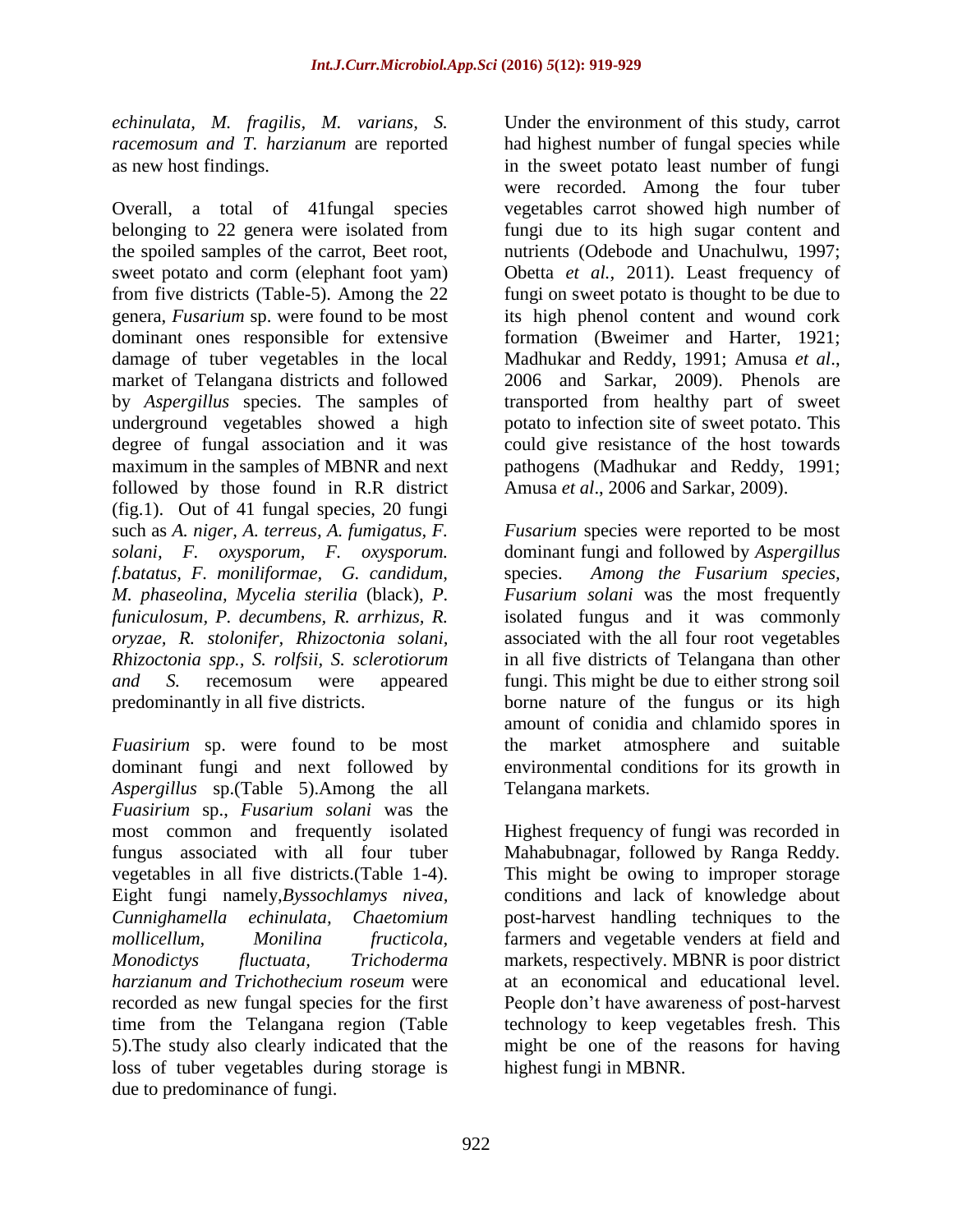*echinulata, M. fragilis, M. varians, S. racemosum and T. harzianum* are reported as new host findings.

Overall, a total of 41fungal species belonging to 22 genera were isolated from the spoiled samples of the carrot, Beet root, sweet potato and corm (elephant foot yam) from five districts (Table-5). Among the 22 genera, *Fusarium* sp. were found to be most dominant ones responsible for extensive damage of tuber vegetables in the local market of Telangana districts and followed by *Aspergillus* species. The samples of underground vegetables showed a high degree of fungal association and it was maximum in the samples of MBNR and next followed by those found in R.R district (fig.1). Out of 41 fungal species, 20 fungi such as *A. niger, A. terreus, A. fumigatus, F. solani, F. oxysporum, F. oxysporum. f.batatus, F. moniliformae, G. candidum, M. phaseolina, Mycelia sterilia* (black), *P. funiculosum, P. decumbens, R. arrhizus, R. oryzae, R. stolonifer, Rhizoctonia solani, Rhizoctonia spp., S. rolfsii, S. sclerotiorum and S.* recemosum were appeared predominantly in all five districts.

*Fuasirium* sp. were found to be most dominant fungi and next followed by *Aspergillus* sp.(Table 5).Among the all *Fuasirium* sp., *Fusarium solani* was the most common and frequently isolated fungus associated with all four tuber vegetables in all five districts.(Table 1-4). Eight fungi namely,*Byssochlamys nivea, Cunnighamella echinulata, Chaetomium mollicellum, Monilina fructicola, Monodictys fluctuata, Trichoderma harzianum and Trichothecium roseum* were recorded as new fungal species for the first time from the Telangana region (Table 5).The study also clearly indicated that the loss of tuber vegetables during storage is due to predominance of fungi.

Under the environment of this study, carrot had highest number of fungal species while in the sweet potato least number of fungi were recorded. Among the four tuber vegetables carrot showed high number of fungi due to its high sugar content and nutrients (Odebode and Unachulwu, 1997; Obetta *et al.,* 2011). Least frequency of fungi on sweet potato is thought to be due to its high phenol content and wound cork formation (Bweimer and Harter, 1921; Madhukar and Reddy, 1991; Amusa *et al*., 2006 and Sarkar, 2009). Phenols are transported from healthy part of sweet potato to infection site of sweet potato. This could give resistance of the host towards pathogens (Madhukar and Reddy, 1991; Amusa *et al*., 2006 and Sarkar, 2009).

*Fusarium* species were reported to be most dominant fungi and followed by *Aspergillus* species. *Among the Fusarium species, Fusarium solani* was the most frequently isolated fungus and it was commonly associated with the all four root vegetables in all five districts of Telangana than other fungi. This might be due to either strong soil borne nature of the fungus or its high amount of conidia and chlamido spores in the market atmosphere and suitable environmental conditions for its growth in Telangana markets.

Highest frequency of fungi was recorded in Mahabubnagar, followed by Ranga Reddy. This might be owing to improper storage conditions and lack of knowledge about post-harvest handling techniques to the farmers and vegetable venders at field and markets, respectively. MBNR is poor district at an economical and educational level. People don't have awareness of post-harvest technology to keep vegetables fresh. This might be one of the reasons for having highest fungi in MBNR.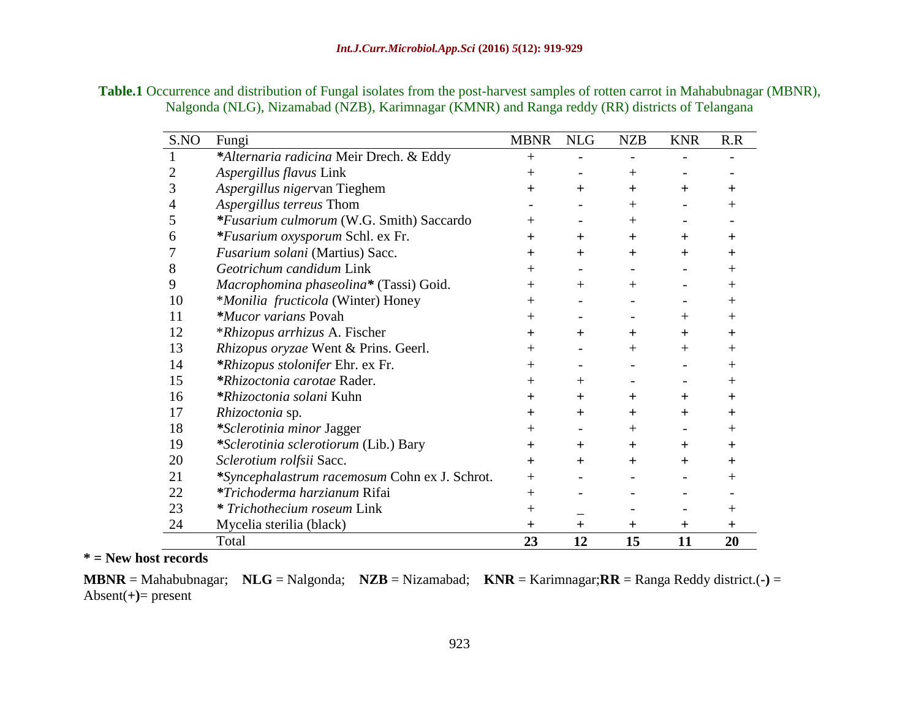**Table.1** Occurrence and distribution of Fungal isolates from the post-harvest samples of rotten carrot in Mahabubnagar (MBNR), Nalgonda (NLG), Nizamabad (NZB), Karimnagar (KMNR) and Ranga reddy (RR) districts of Telangana

| S.NO | Fungi | MBNR | NLG | NZB | KNR | R.R |
|---|---|---|---|---|---|---|
| 1 | ****Alternaria radicina*** Meir Drech. & Eddy | + | - | - | - | - |
| 2 | *Aspergillus flavus* Link | + | - | + | - | - |
| 3 | *Aspergillus niger*van Tieghem | + | + | + | + | + |
| 4 | *Aspergillus terreus* Thom | - | - | + | - | + |
| 5 | ****Fusarium culmorum*** (W.G. Smith) Saccardo | + | - | + | - | - |
| 6 | ****Fusarium oxysporum*** Schl. ex Fr. | + | + | + | + | + |
| 7 | *Fusarium solani* (Martius) Sacc. | + | + | + | + | + |
| 8 | *Geotrichum candidum* Link | + | - | - | - | + |
| 9 | *Macrophomina phaseolina**** (Tassi) Goid. | + | + | + | - | + |
| 10 | **Monilia fructicola* (Winter) Honey | + | - | - | - | + |
| 11 | ****Mucor varians*** Povah | + | - | - | + | + |
| 12 | **Rhizopus arrhizus* A. Fischer | + | + | + | + | + |
| 13 | *Rhizopus oryzae* Went & Prins. Geerl. | + | - | + | + | + |
| 14 | ****Rhizopus stolonifer*** Ehr. ex Fr. | + | - | - | - | + |
| 15 | ****Rhizoctonia carotae*** Rader. | + | + | - | - | + |
| 16 | ****Rhizoctonia solani*** Kuhn | + | + | + | + | + |
| 17 | *Rhizoctonia* sp. | + | + | + | + | + |
| 18 | ****Sclerotinia minor*** Jagger | + | - | + | - | + |
| 19 | ****Sclerotinia sclerotiorum*** (Lib.) Bary | + | + | + | + | + |
| 20 | *Sclerotium rolfsii* Sacc. | + | + | + | + | + |
| 21 | ****Syncephalastrum racemosum*** Cohn ex J. Schrot. | + | - | - | - | + |
| 22 | ****Trichoderma harzianum*** Rifai | + | - | - | - | - |
| 23 | *** *Trichothecium roseum*** Link | + | _ | - | - | + |
| 24 | Mycelia sterilia (black) | + | + | + | + | + |
| | Total | **23** | **12** | **15** | **11** | **20** |

**\* = New host records**

**MBNR** = Mahabubnagar; **NLG** = Nalgonda; **NZB** = Nizamabad; **KNR** = Karimnagar;**RR** = Ranga Reddy district.(**-)** = Absent(**+)**= present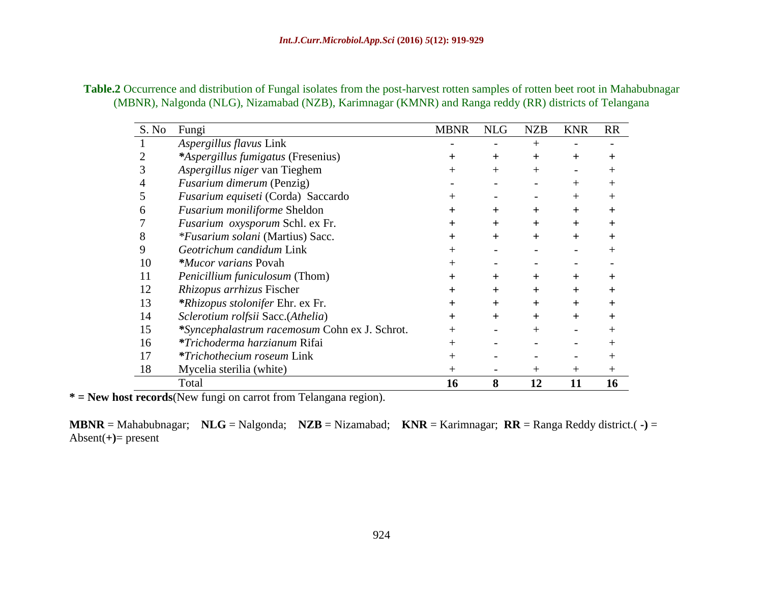**Table.2** Occurrence and distribution of Fungal isolates from the post-harvest rotten samples of rotten beet root in Mahabubnagar (MBNR), Nalgonda (NLG), Nizamabad (NZB), Karimnagar (KMNR) and Ranga reddy (RR) districts of Telangana

| S. No | Fungi | MBNR | NLG | NZB | KNR | RR |
|---|---|---|---|---|---|---|
| 1 | *Aspergillus flavus* Link | - | - | + | - | - |
| 2 | ***Aspergillus fumigatus*** (Fresenius) | + | + | + | + | + |
| 3 | *Aspergillus niger* van Tieghem | + | + | + | - | + |
| 4 | *Fusarium dimerum* (Penzig) | - | - | - | + | + |
| 5 | *Fusarium equiseti* (Corda) Saccardo | + | - | - | + | + |
| 6 | *Fusarium moniliforme* Sheldon | + | + | + | + | + |
| 7 | *Fusarium oxysporum* Schl. ex Fr. | + | + | + | + | + |
| 8 | **Fusarium solani* (Martius) Sacc. | + | + | + | + | + |
| 9 | *Geotrichum candidum* Link | + | - | - | - | + |
| 10 | ***Mucor varians*** Povah | + | - | - | - | - |
| 11 | *Penicillium funiculosum* (Thom) | + | + | + | + | + |
| 12 | *Rhizopus arrhizus* Fischer | + | + | + | + | + |
| 13 | ***Rhizopus stolonifer*** Ehr. ex Fr. | + | + | + | + | + |
| 14 | *Sclerotium rolfsii* Sacc.(*Athelia*) | + | + | + | + | + |
| 15 | ***Syncephalastrum racemosum*** Cohn ex J. Schrot. | + | - | + | - | + |
| 16 | ***Trichoderma harzianum*** Rifai | + | - | - | - | + |
| 17 | ***Trichothecium roseum*** Link | + | - | - | - | + |
| 18 | Mycelia sterilia (white) | + | - | + | + | + |
| | Total | **16** | **8** | **12** | **11** | **16** |

**\* = New host records**(New fungi on carrot from Telangana region).

**MBNR** = Mahabubnagar; **NLG** = Nalgonda; **NZB** = Nizamabad; **KNR** = Karimnagar; **RR** = Ranga Reddy district.( **-)** = Absent(**+)**= present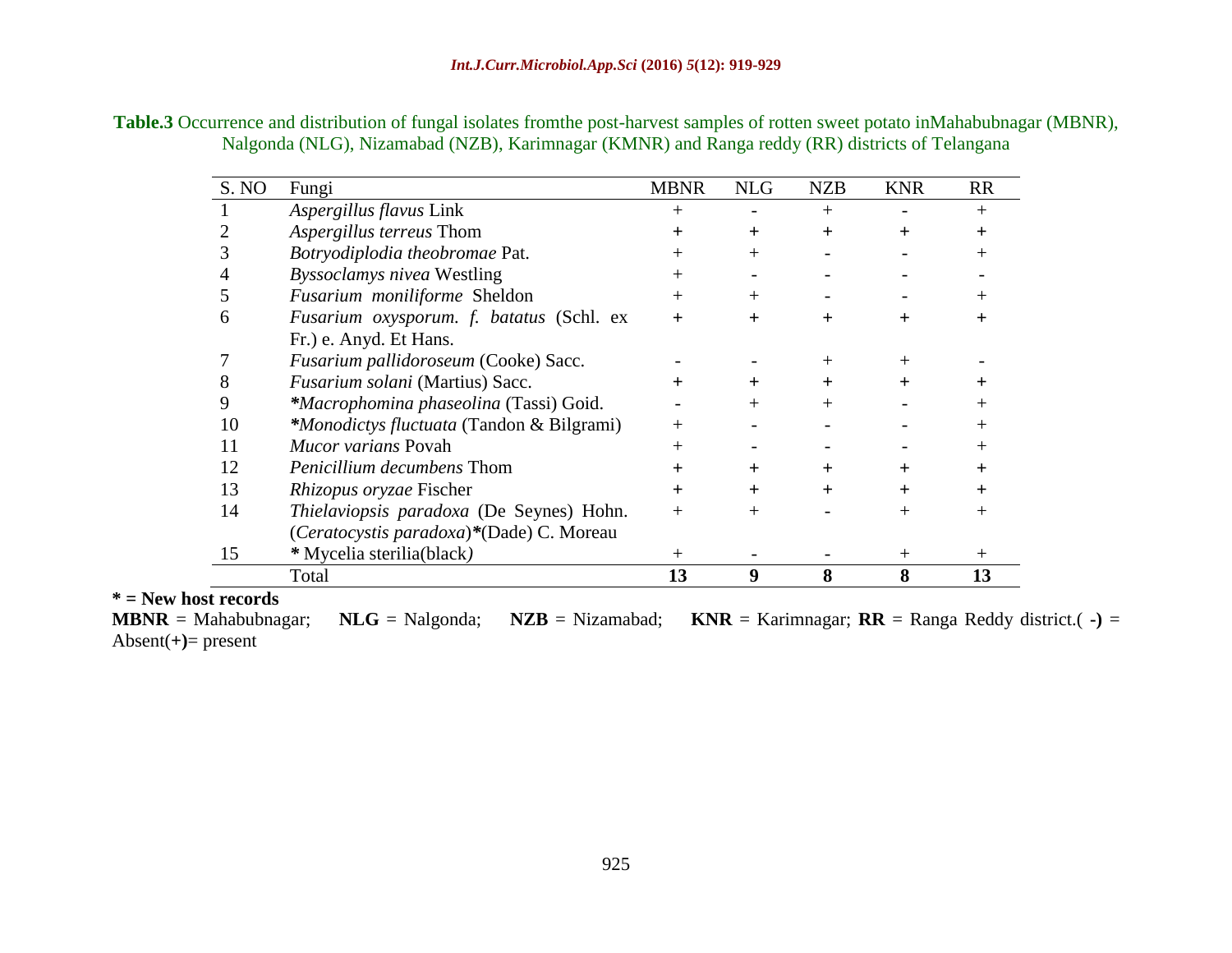**Table.3** Occurrence and distribution of fungal isolates fromthe post-harvest samples of rotten sweet potato inMahabubnagar (MBNR), Nalgonda (NLG), Nizamabad (NZB), Karimnagar (KMNR) and Ranga reddy (RR) districts of Telangana

| S. NO | Fungi | MBNR | NLG | NZB | KNR | RR |
|---|---|---|---|---|---|---|
| 1 | *Aspergillus flavus* Link | + | - | + | - | + |
| 2 | *Aspergillus terreus* Thom | + | + | + | + | + |
| 3 | *Botryodiplodia theobromae* Pat. | + | + | - | - | + |
| 4 | *Byssoclamys nivea* Westling | + | - | - | - | - |
| 5 | *Fusarium moniliforme* Sheldon | + | + | - | - | + |
| 6 | *Fusarium oxysporum. f. batatus* (Schl. ex Fr.) e. Anyd. Et Hans. | + | + | + | + | + |
| 7 | *Fusarium pallidoroseum* (Cooke) Sacc. | - | - | + | + | - |
| 8 | *Fusarium solani* (Martius) Sacc. | + | + | + | + | + |
| 9 | **Macrophomina phaseolina* (Tassi) Goid. | - | + | + | - | + |
| 10 | **Monodictys fluctuata* (Tandon & Bilgrami) | + | - | - | - | + |
| 11 | *Mucor varians* Povah | + | - | - | - | + |
| 12 | *Penicillium decumbens* Thom | + | + | + | + | + |
| 13 | *Rhizopus oryzae* Fischer | + | + | + | + | + |
| 14 | *Thielaviopsis paradoxa* (De Seynes) Hohn. (*Ceratocystis paradoxa*)**(Dade) C. Moreau | + | + | - | + | + |
| 15 | * Mycelia sterilia(black) | + | - | - | + | + |
| | Total | **13** | **9** | **8** | **8** | **13** |

**\* = New host records**

**MBNR** = Mahabubnagar; **NLG** = Nalgonda; **NZB** = Nizamabad; **KNR** = Karimnagar; **RR** = Ranga Reddy district.( **-)** = Absent(**+)**= present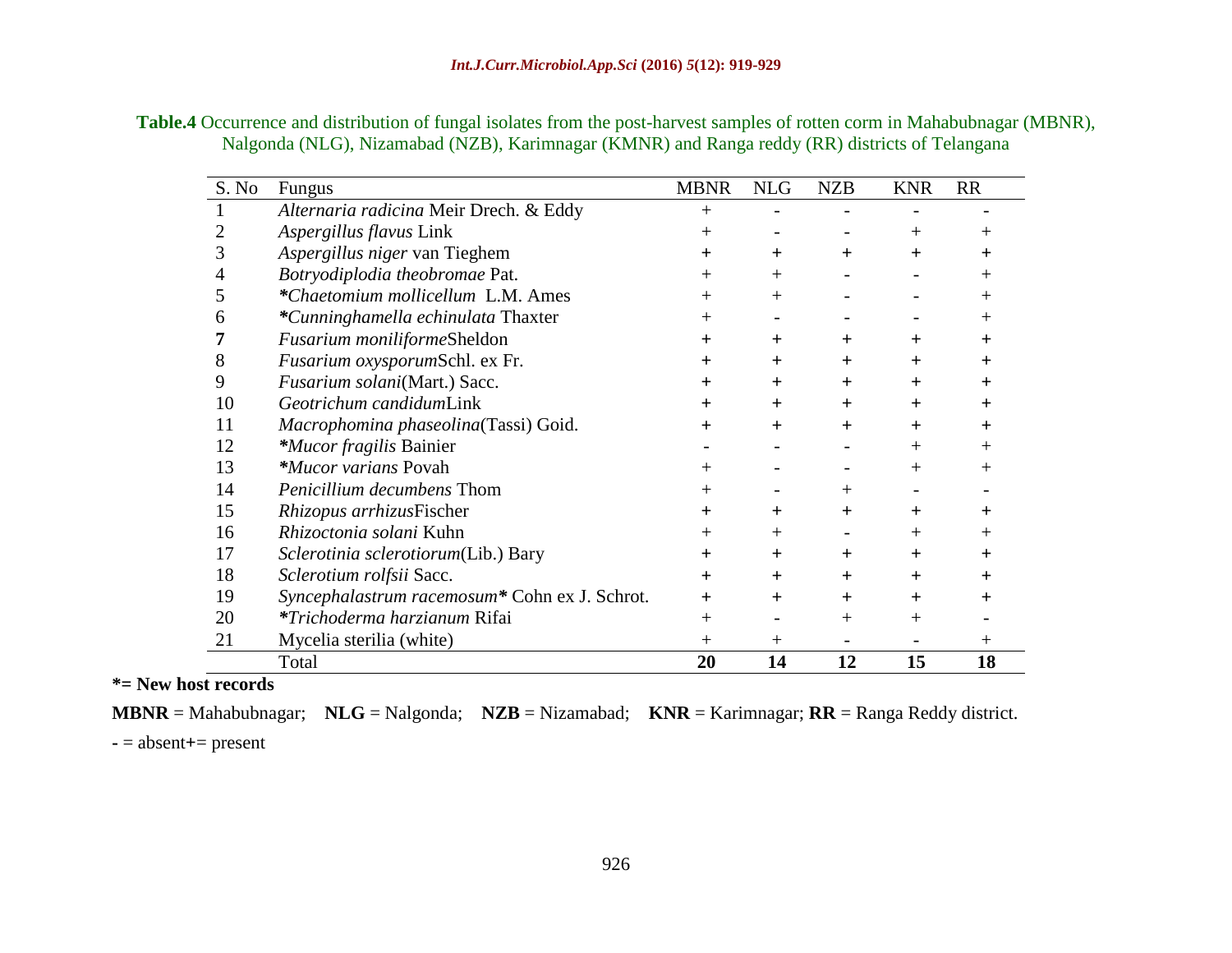**Table.4** Occurrence and distribution of fungal isolates from the post-harvest samples of rotten corm in Mahabubnagar (MBNR), Nalgonda (NLG), Nizamabad (NZB), Karimnagar (KMNR) and Ranga reddy (RR) districts of Telangana

| S. No | Fungus | MBNR | NLG | NZB | KNR | RR |
|---|---|---|---|---|---|---|
| 1 | *Alternaria radicina* Meir Drech. & Eddy | + | - | - | - | - |
| 2 | *Aspergillus flavus* Link | + | - | - | + | + |
| 3 | *Aspergillus niger* van Tieghem | + | + | + | + | + |
| 4 | *Botryodiplodia theobromae* Pat. | + | + | - | - | + |
| 5 | **\****Chaetomium mollicellum* L.M. Ames | + | + | - | - | + |
| 6 | **\****Cunninghamella echinulata* Thaxter | + | - | - | - | + |
| **7** | *Fusarium moniliforme*Sheldon | + | + | + | + | + |
| 8 | *Fusarium oxysporum*Schl. ex Fr. | + | + | + | + | + |
| 9 | *Fusarium solani*(Mart.) Sacc. | + | + | + | + | + |
| 10 | *Geotrichum candidum*Link | + | + | + | + | + |
| 11 | *Macrophomina phaseolina*(Tassi) Goid. | + | + | + | + | + |
| 12 | **\****Mucor fragilis* Bainier | - | - | - | + | + |
| 13 | **\****Mucor varians* Povah | + | - | - | + | + |
| 14 | *Penicillium decumbens* Thom | + | - | + | - | - |
| 15 | *Rhizopus arrhizus*Fischer | + | + | + | + | + |
| 16 | *Rhizoctonia solani* Kuhn | + | + | - | + | + |
| 17 | *Sclerotinia sclerotiorum*(Lib.) Bary | + | + | + | + | + |
| 18 | *Sclerotium rolfsii* Sacc. | + | + | + | + | + |
| 19 | *Syncephalastrum racemosum*\* Cohn ex J. Schrot. | + | + | + | + | + |
| 20 | **\****Trichoderma harzianum* Rifai | + | - | + | + | - |
| 21 | Mycelia sterilia (white) | + | + | - | - | + |
| | Total | **20** | **14** | **12** | **15** | **18** |

**\*= New host records**

**MBNR** = Mahabubnagar; **NLG** = Nalgonda; **NZB** = Nizamabad; **KNR** = Karimnagar; **RR** = Ranga Reddy district.

**-** = absent**+**= present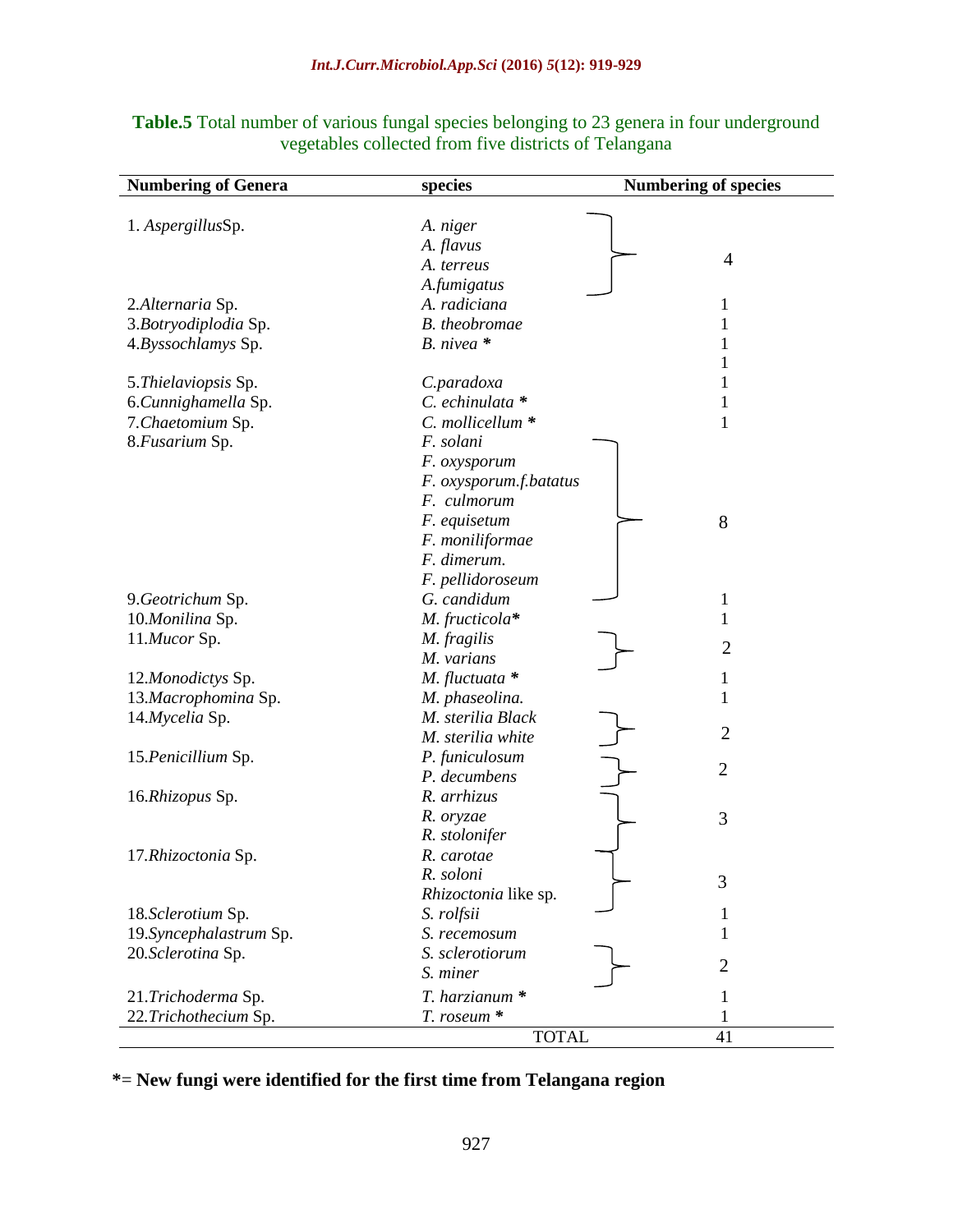**Table.5** Total number of various fungal species belonging to 23 genera in four underground vegetables collected from five districts of Telangana

| Numbering of Genera | species | Numbering of species |
|---|---|---|
| 1. *Aspergillus*Sp. | *A. niger* | 4 |
| | *A. flavus* | |
| | *A. terreus* | |
| | *A.fumigatus* | |
| 2.*Alternaria* Sp. | *A. radiciana* | 1 |
| 3.*Botryodiplodia* Sp. | *B. theobromae* | 1 |
| 4.*Byssochlamys* Sp. | *B. nivea* * | 1 |
| | | 1 |
| 5.*Thielaviopsis* Sp. | *C.paradoxa* | 1 |
| 6.*Cunnighamella* Sp. | *C. echinulata* * | 1 |
| 7.*Chaetomium* Sp. | *C. mollicellum* * | 1 |
| 8.*Fusarium* Sp. | *F. solani* | 8 |
| | *F. oxysporum* | |
| | *F. oxysporum.f.batatus* | |
| | *F. culmorum* | |
| | *F. equisetum* | |
| | *F. moniliformae* | |
| | *F. dimerum.* | |
| | *F. pellidoroseum* | |
| 9.*Geotrichum* Sp. | *G. candidum* | 1 |
| 10.*Monilina* Sp. | *M. fructicola** | 1 |
| 11.*Mucor* Sp. | *M. fragilis* | 2 |
| | *M. varians* | |
| 12.*Monodictys* Sp. | *M. fluctuata* * | 1 |
| 13.*Macrophomina* Sp. | *M. phaseolina.* | 1 |
| 14.*Mycelia* Sp. | *M. sterilia Black* | 2 |
| | *M. sterilia white* | |
| 15.*Penicillium* Sp. | *P. funiculosum* | 2 |
| | *P. decumbens* | |
| 16.*Rhizopus* Sp. | *R. arrhizus* | 3 |
| | *R. oryzae* | |
| | *R. stolonifer* | |
| 17.*Rhizoctonia* Sp. | *R. carotae* | 3 |
| | *R. soloni* | |
| | *Rhizoctonia* like sp. | |
| 18.*Sclerotium* Sp. | *S. rolfsii* | 1 |
| 19.*Syncephalastrum* Sp. | *S. recemosum* | 1 |
| 20.*Sclerotina* Sp. | *S. sclerotiorum* | 2 |
| | *S. miner* | |
| 21.*Trichoderma* Sp. | *T. harzianum* * | 1 |
| 22.*Trichothecium* Sp. | *T. roseum* * | 1 |
| | TOTAL | 41 |

**\*= New fungi were identified for the first time from Telangana region**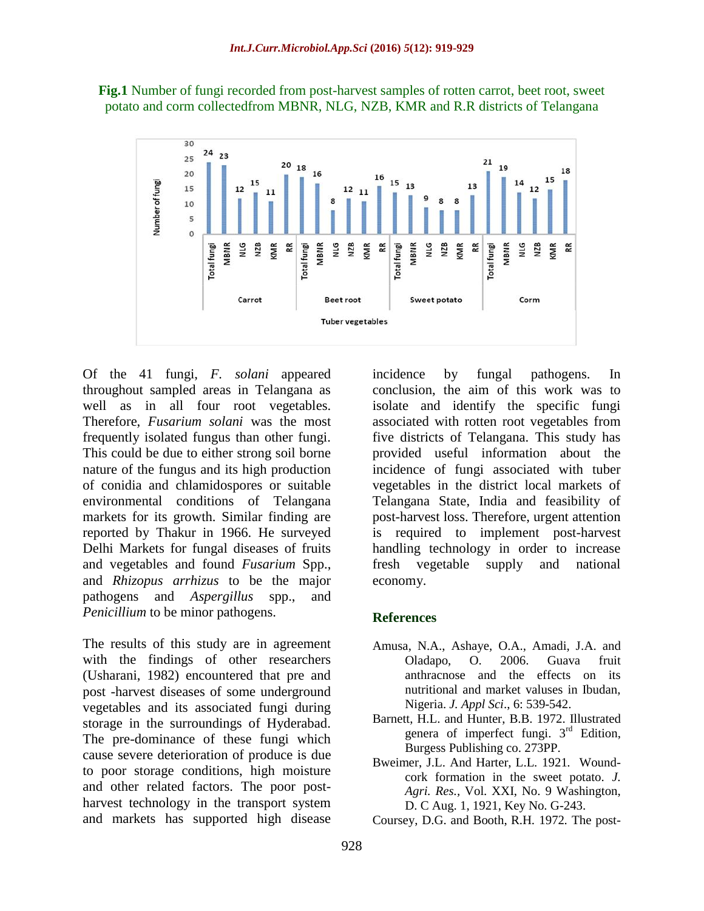**Fig.1** Number of fungi recorded from post-harvest samples of rotten carrot, beet root, sweet potato and corm collectedfrom MBNR, NLG, NZB, KMR and R.R districts of Telangana

Of the 41 fungi, *F. solani* appeared throughout sampled areas in Telangana as well as in all four root vegetables. Therefore, *Fusarium solani* was the most frequently isolated fungus than other fungi. This could be due to either strong soil borne nature of the fungus and its high production of conidia and chlamidospores or suitable environmental conditions of Telangana markets for its growth. Similar finding are reported by Thakur in 1966. He surveyed Delhi Markets for fungal diseases of fruits and vegetables and found *Fusarium* Spp., and *Rhizopus arrhizus* to be the major pathogens and *Aspergillus* spp., and *Penicillium* to be minor pathogens.

The results of this study are in agreement with the findings of other researchers (Usharani, 1982) encountered that pre and post -harvest diseases of some underground vegetables and its associated fungi during storage in the surroundings of Hyderabad. The pre-dominance of these fungi which cause severe deterioration of produce is due to poor storage conditions, high moisture and other related factors. The poor post-harvest technology in the transport system and markets has supported high disease incidence by fungal pathogens. In conclusion, the aim of this work was to isolate and identify the specific fungi associated with rotten root vegetables from five districts of Telangana. This study has provided useful information about the incidence of fungi associated with tuber vegetables in the district local markets of Telangana State, India and feasibility of post-harvest loss. Therefore, urgent attention is required to implement post-harvest handling technology in order to increase fresh vegetable supply and national economy.

## References

- Amusa, N.A., Ashaye, O.A., Amadi, J.A. and Oladapo, O. 2006. Guava fruit anthracnose and the effects on its nutritional and market values in Ibudan, Nigeria. *J. Appl Sci*., 6: 539-542.
- Barnett, H.L. and Hunter, B.B. 1972. Illustrated genera of imperfect fungi. 3rd Edition, Burgess Publishing co. 273PP.
- Bweimer, J.L. And Harter, L.L. 1921. Wound-cork formation in the sweet potato. *J. Agri. Res.*, Vol. XXI, No. 9 Washington, D. C Aug. 1, 1921, Key No. G-243.
- Coursey, D.G. and Booth, R.H. 1972. The post-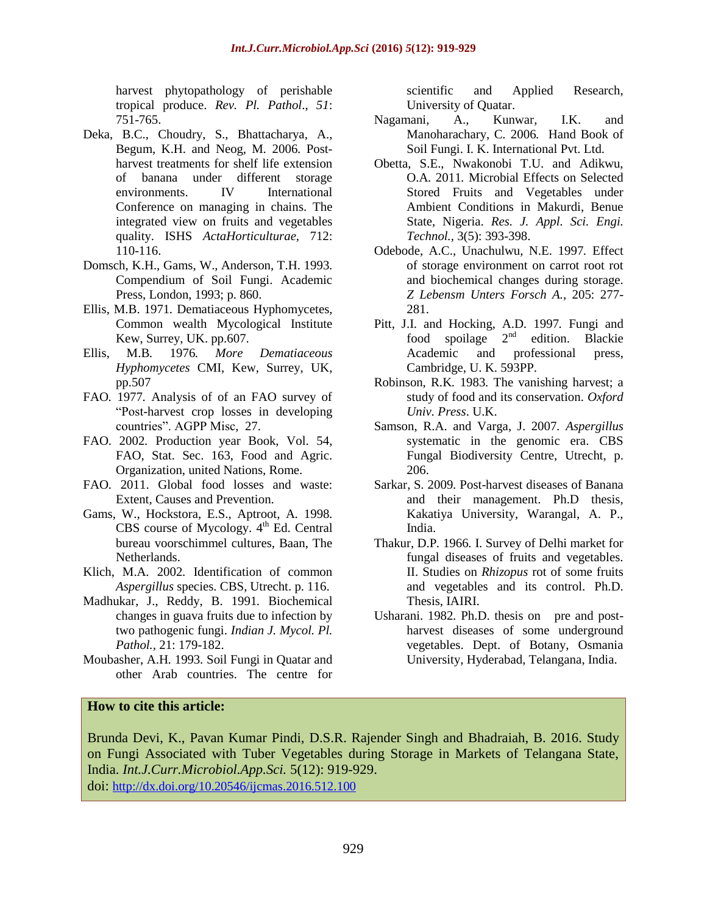harvest phytopathology of perishable tropical produce. *Rev. Pl. Pathol*., *51*: 751-765.

Deka, B.C., Choudry, S., Bhattacharya, A., Begum, K.H. and Neog, M. 2006. Post-harvest treatments for shelf life extension of banana under different storage environments. IV International Conference on managing in chains. The integrated view on fruits and vegetables quality. ISHS *ActaHorticulturae*, 712: 110-116.

Domsch, K.H., Gams, W., Anderson, T.H. 1993. Compendium of Soil Fungi. Academic Press, London, 1993; p. 860.

Ellis, M.B. 1971. Dematiaceous Hyphomycetes, Common wealth Mycological Institute Kew, Surrey, UK. pp.607.

Ellis, M.B. 1976. *More Dematiaceous Hyphomycetes* CMI, Kew, Surrey, UK, pp.507

FAO. 1977. Analysis of of an FAO survey of "Post-harvest crop losses in developing countries". AGPP Misc, 27.

FAO. 2002. Production year Book, Vol. 54, FAO, Stat. Sec. 163, Food and Agric. Organization, united Nations, Rome.

FAO. 2011. Global food losses and waste: Extent, Causes and Prevention.

Gams, W., Hockstora, E.S., Aptroot, A. 1998. CBS course of Mycology. 4th Ed. Central bureau voorschimmel cultures, Baan, The Netherlands.

Klich, M.A. 2002. Identification of common *Aspergillus* species. CBS, Utrecht. p. 116.

Madhukar, J., Reddy, B. 1991. Biochemical changes in guava fruits due to infection by two pathogenic fungi. *Indian J. Mycol. Pl. Pathol.*, 21: 179-182.

Moubasher, A.H. 1993. Soil Fungi in Quatar and other Arab countries. The centre for scientific and Applied Research, University of Quatar.

Nagamani, A., Kunwar, I.K. and Manoharachary, C. 2006. Hand Book of Soil Fungi. I. K. International Pvt. Ltd.

Obetta, S.E., Nwakonobi T.U. and Adikwu, O.A. 2011. Microbial Effects on Selected Stored Fruits and Vegetables under Ambient Conditions in Makurdi, Benue State, Nigeria. *Res. J. Appl. Sci. Engi. Technol.*, 3(5): 393-398.

Odebode, A.C., Unachulwu, N.E. 1997. Effect of storage environment on carrot root rot and biochemical changes during storage. *Z Lebensm Unters Forsch A.*, 205: 277-281.

Pitt, J.I. and Hocking, A.D. 1997. Fungi and food spoilage 2nd edition. Blackie Academic and professional press, Cambridge, U. K. 593PP.

Robinson, R.K. 1983. The vanishing harvest; a study of food and its conservation. *Oxford Univ*. *Press*. U.K.

Samson, R.A. and Varga, J. 2007. *Aspergillus* systematic in the genomic era. CBS Fungal Biodiversity Centre, Utrecht, p. 206.

Sarkar, S. 2009. Post-harvest diseases of Banana and their management. Ph.D thesis, Kakatiya University, Warangal, A. P., India.

Thakur, D.P. 1966. I. Survey of Delhi market for fungal diseases of fruits and vegetables. II. Studies on *Rhizopus* rot of some fruits and vegetables and its control. Ph.D. Thesis, IAIRI.

Usharani. 1982. Ph.D. thesis on pre and post-harvest diseases of some underground vegetables. Dept. of Botany, Osmania University, Hyderabad, Telangana, India.

**How to cite this article:**

Brunda Devi, K., Pavan Kumar Pindi, D.S.R. Rajender Singh and Bhadraiah, B. 2016. Study on Fungi Associated with Tuber Vegetables during Storage in Markets of Telangana State, India. *Int.J.Curr.Microbiol.App.Sci.* 5(12): 919-929.
doi: http://dx.doi.org/10.20546/ijcmas.2016.512.100